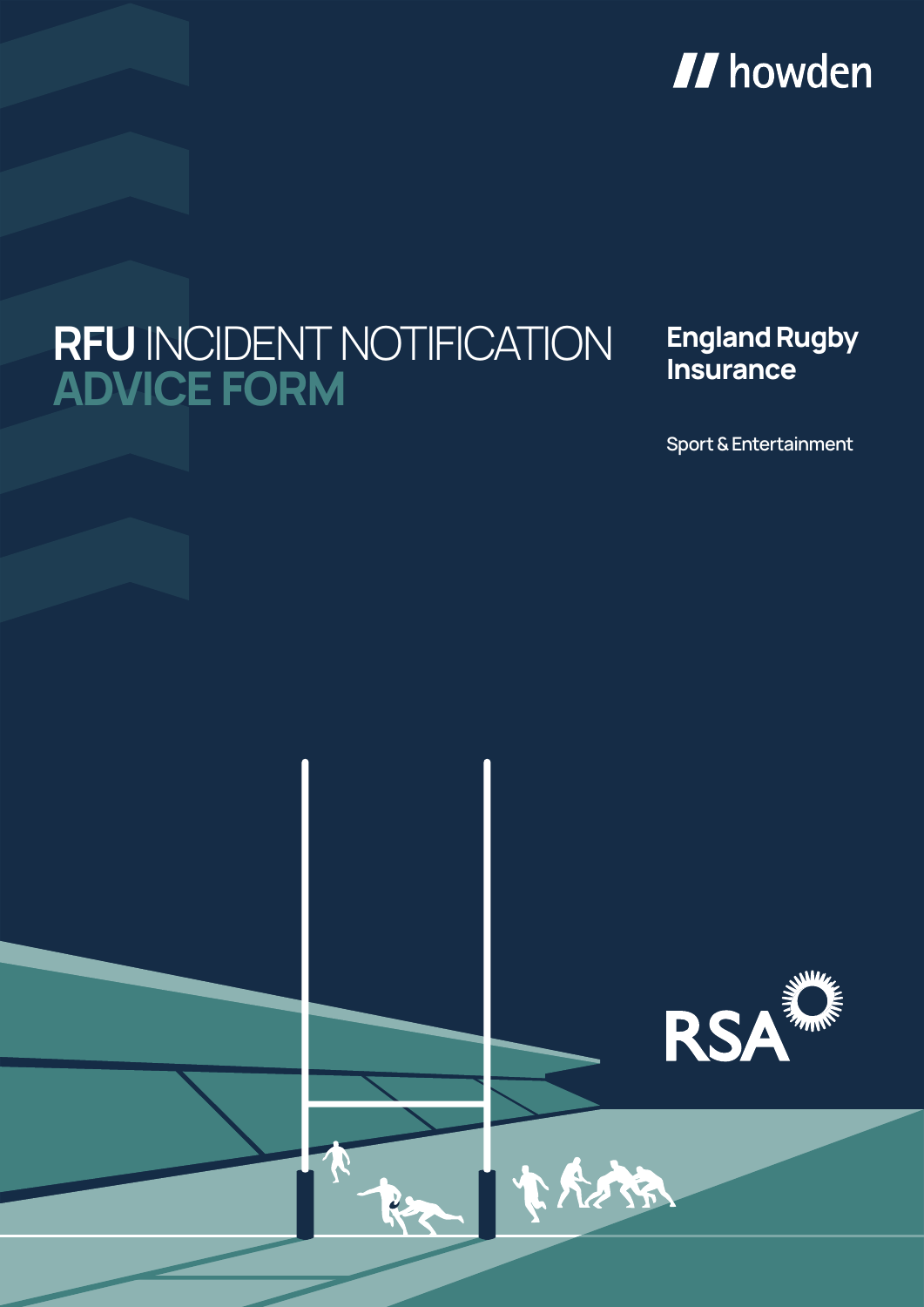howden

# RFU INCIDENT NOTIFICATION ADVICE FORM

**England Rugby Insurance**

Sport & Entertainment

RSA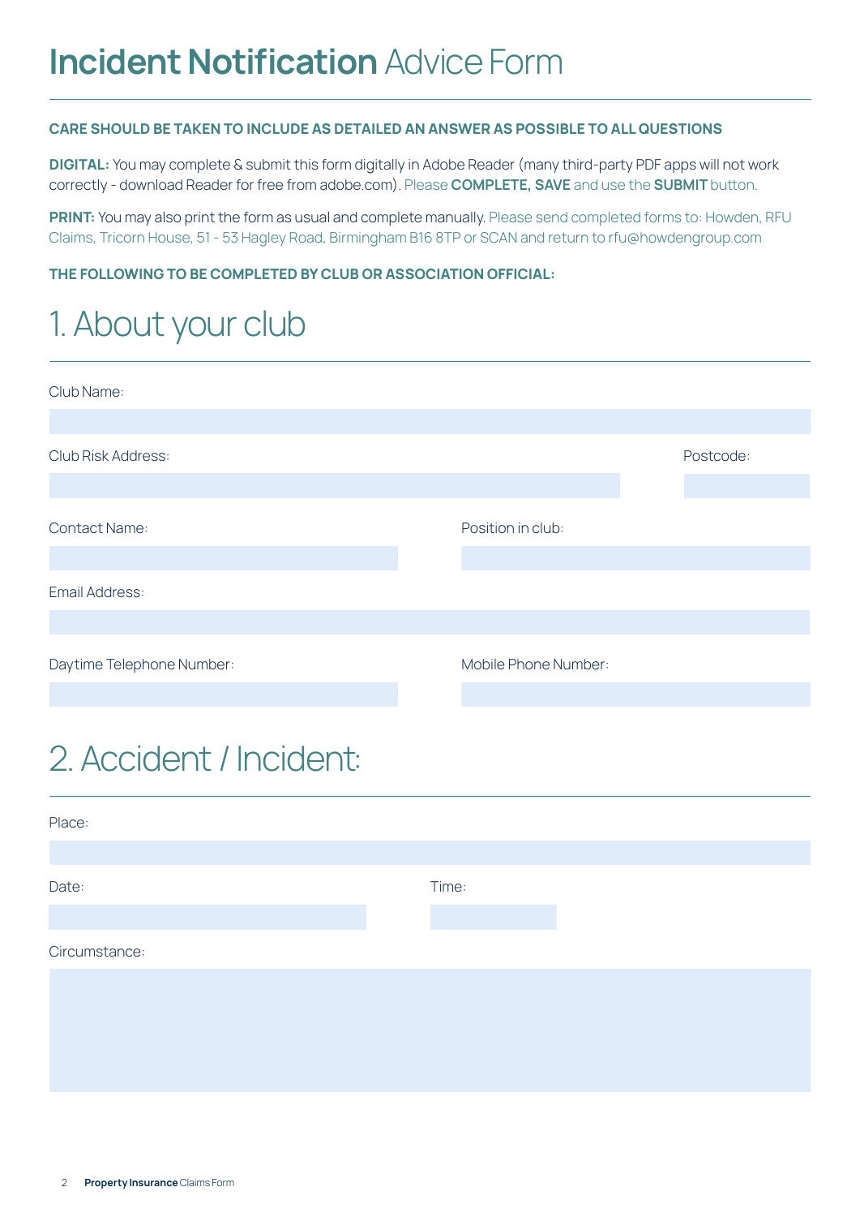# **Incident Notification** Advice Form

**CARE SHOULD BE TAKEN TO INCLUDE AS DETAILED AN ANSWER AS POSSIBLE TO ALL QUESTIONS**

**DIGITAL:** You may complete & submit this form digitally in Adobe Reader (many third-party PDF apps will not work correctly - download Reader for free from adobe.com). Please **COMPLETE, SAVE** and use the **SUBMIT** button.

**PRINT:** You may also print the form as usual and complete manually. Please send completed forms to: Howden, RFU Claims, Tricorn House, 51 - 53 Hagley Road, Birmingham B16 8TP or SCAN and return to rfu@howdengroup.com

**THE FOLLOWING TO BE COMPLETED BY CLUB OR ASSOCIATION OFFICIAL:**

## 1. About your club

Club Name:

Club Risk Address:

Postcode:

Contact Name:

Position in club:

Email Address:

Daytime Telephone Number:

Mobile Phone Number:

## 2. Accident / Incident:

Place:

Date:

Time:

Circumstance: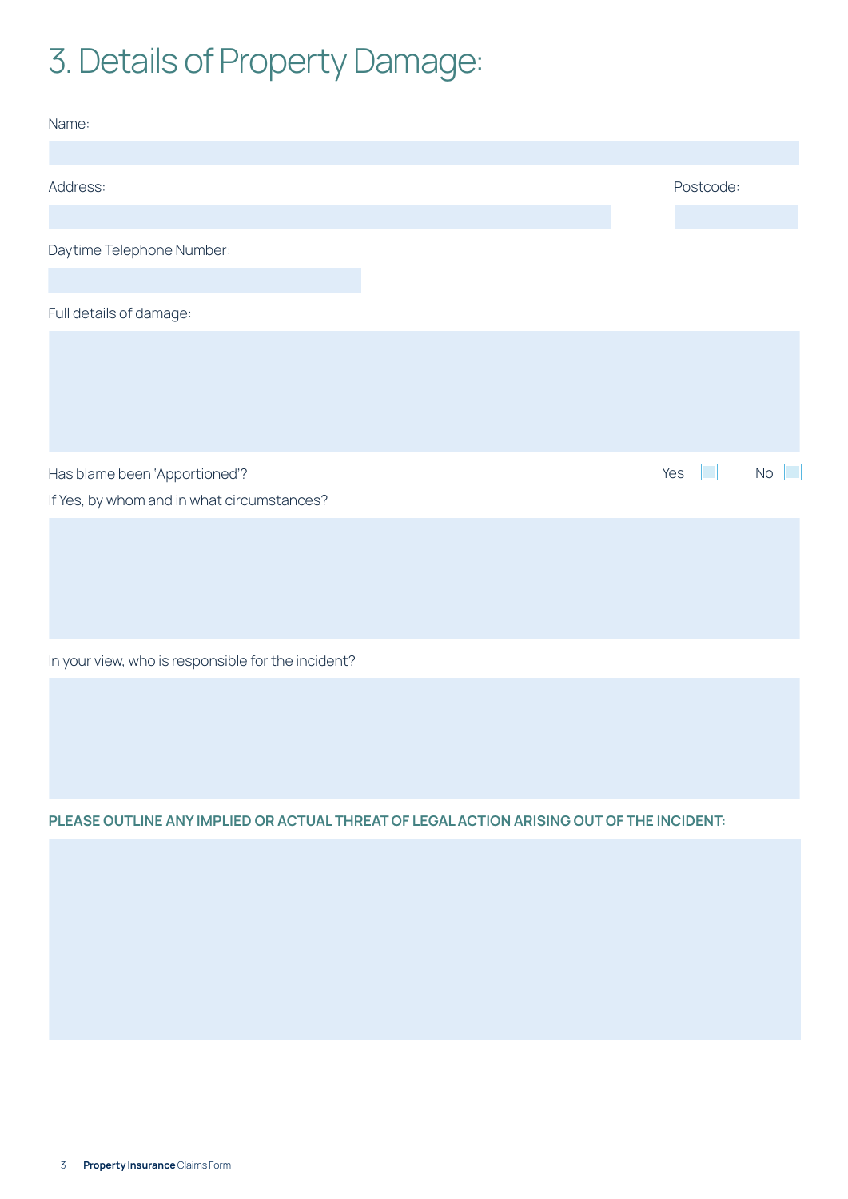# 3. Details of Property Damage:

Name:

Address:

Postcode:

Daytime Telephone Number:

Full details of damage:

Has blame been 'Apportioned'? Yes ☐ No ☐

If Yes, by whom and in what circumstances?

In your view, who is responsible for the incident?

**PLEASE OUTLINE ANY IMPLIED OR ACTUAL THREAT OF LEGAL ACTION ARISING OUT OF THE INCIDENT:**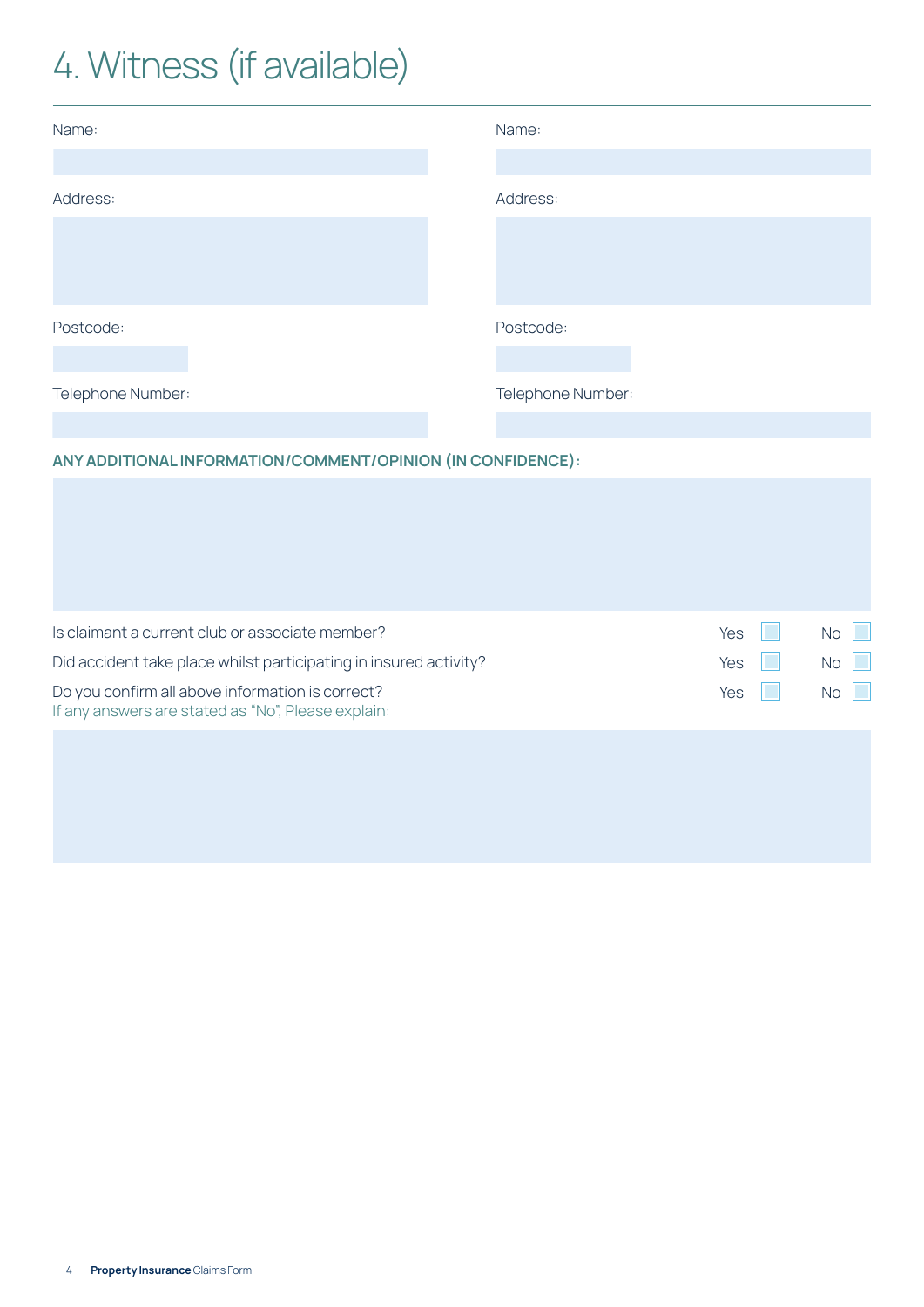# 4. Witness (if available)

| Name: | Name: |
| --- | --- |
| | |
| Address: | Address: |
| | |
| Postcode: | Postcode: |
| | |
| Telephone Number: | Telephone Number: |
| | |

**ANY ADDITIONAL INFORMATION/COMMENT/OPINION (IN CONFIDENCE):**

| Question | Yes | No |
| --- | --- | --- |
| Is claimant a current club or associate member? | ☐ | ☐ |
| Did accident take place whilst participating in insured activity? | ☐ | ☐ |
| Do you confirm all above information is correct? | ☐ | ☐ |

If any answers are stated as "No", Please explain: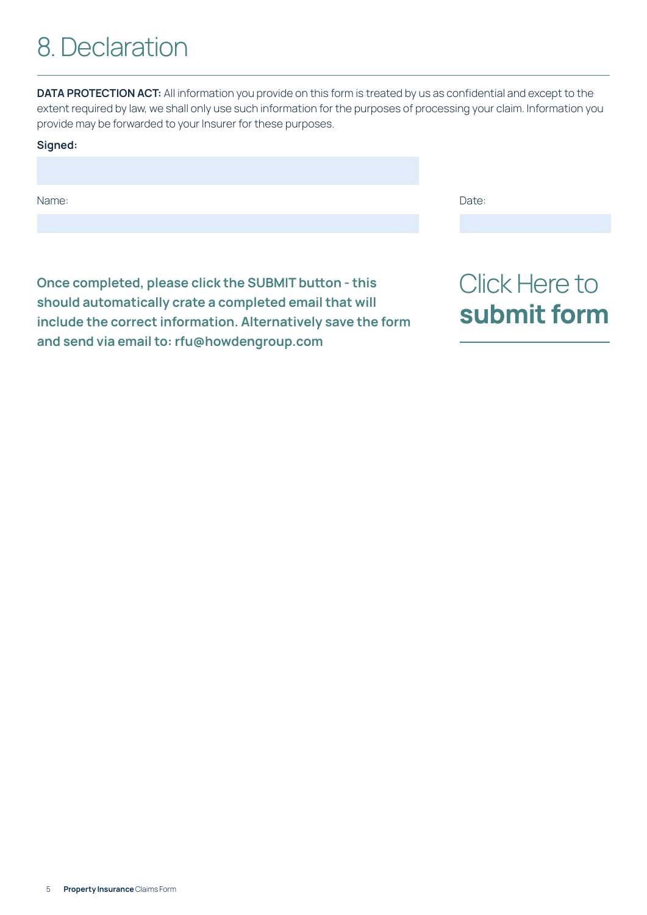# 8. Declaration

**DATA PROTECTION ACT:** All information you provide on this form is treated by us as confidential and except to the extent required by law, we shall only use such information for the purposes of processing your claim. Information you provide may be forwarded to your Insurer for these purposes.

**Signed:**

Name:

Date:

**Once completed, please click the SUBMIT button - this should automatically crate a completed email that will include the correct information. Alternatively save the form and send via email to: rfu@howdengroup.com**

Click Here to **submit form**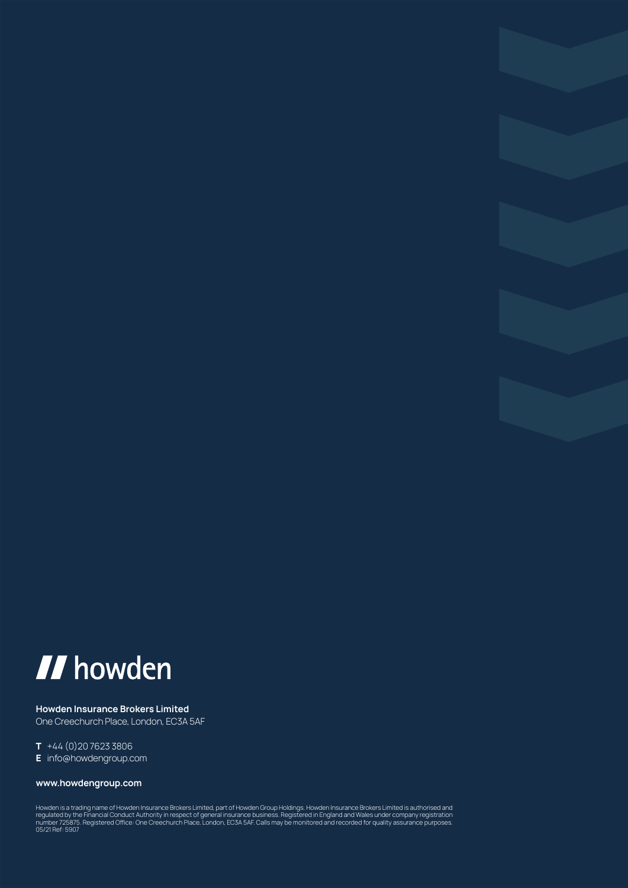// howden

**Howden Insurance Brokers Limited**
One Creechurch Place, London, EC3A 5AF

**T** +44 (0)20 7623 3806
**E** info@howdengroup.com

**www.howdengroup.com**

Howden is a trading name of Howden Insurance Brokers Limited, part of Howden Group Holdings. Howden Insurance Brokers Limited is authorised and regulated by the Financial Conduct Authority in respect of general insurance business. Registered in England and Wales under company registration number 725875. Registered Office: One Creechurch Place, London, EC3A 5AF. Calls may be monitored and recorded for quality assurance purposes. 05/21 Ref: 5907